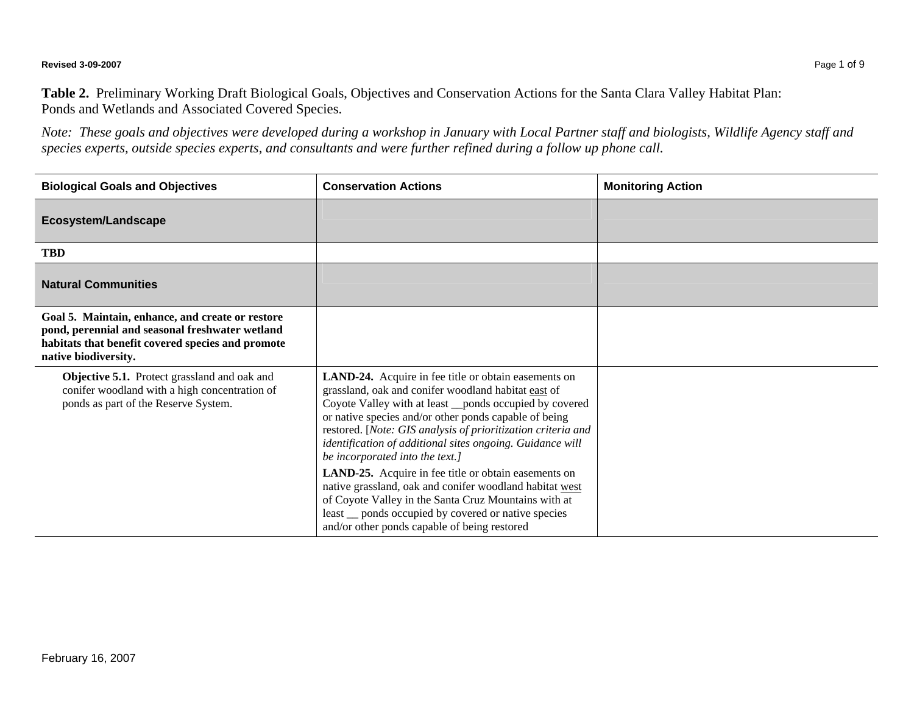**Table 2.** Preliminary Working Draft Biological Goals, Objectives and Conservation Actions for the Santa Clara Valley Habitat Plan: Ponds and Wetlands and Associated Covered Species.

*Note: These goals and objectives were developed during a workshop in January with Local Partner staff and biologists, Wildlife Agency staff and species experts, outside species experts, and consultants and were further refined during a follow up phone call.*

| Biological Goals and Objectives | Conservation Actions | Monitoring Action |
|---|---|---|
| **Ecosystem/Landscape** | | |
| **TBD** | | |
| **Natural Communities** | | |
| **Goal 5. Maintain, enhance, and create or restore pond, perennial and seasonal freshwater wetland habitats that benefit covered species and promote native biodiversity.** | | |
| **Objective 5.1.** Protect grassland and oak and conifer woodland with a high concentration of ponds as part of the Reserve System. | **LAND-24.** Acquire in fee title or obtain easements on grassland, oak and conifer woodland habitat <u>east</u> of Coyote Valley with at least __ponds occupied by covered or native species and/or other ponds capable of being restored. [*Note: GIS analysis of prioritization criteria and identification of additional sites ongoing. Guidance will be incorporated into the text.]*<br><br>**LAND-25.** Acquire in fee title or obtain easements on native grassland, oak and conifer woodland habitat <u>west</u> of Coyote Valley in the Santa Cruz Mountains with at least __ ponds occupied by covered or native species and/or other ponds capable of being restored | |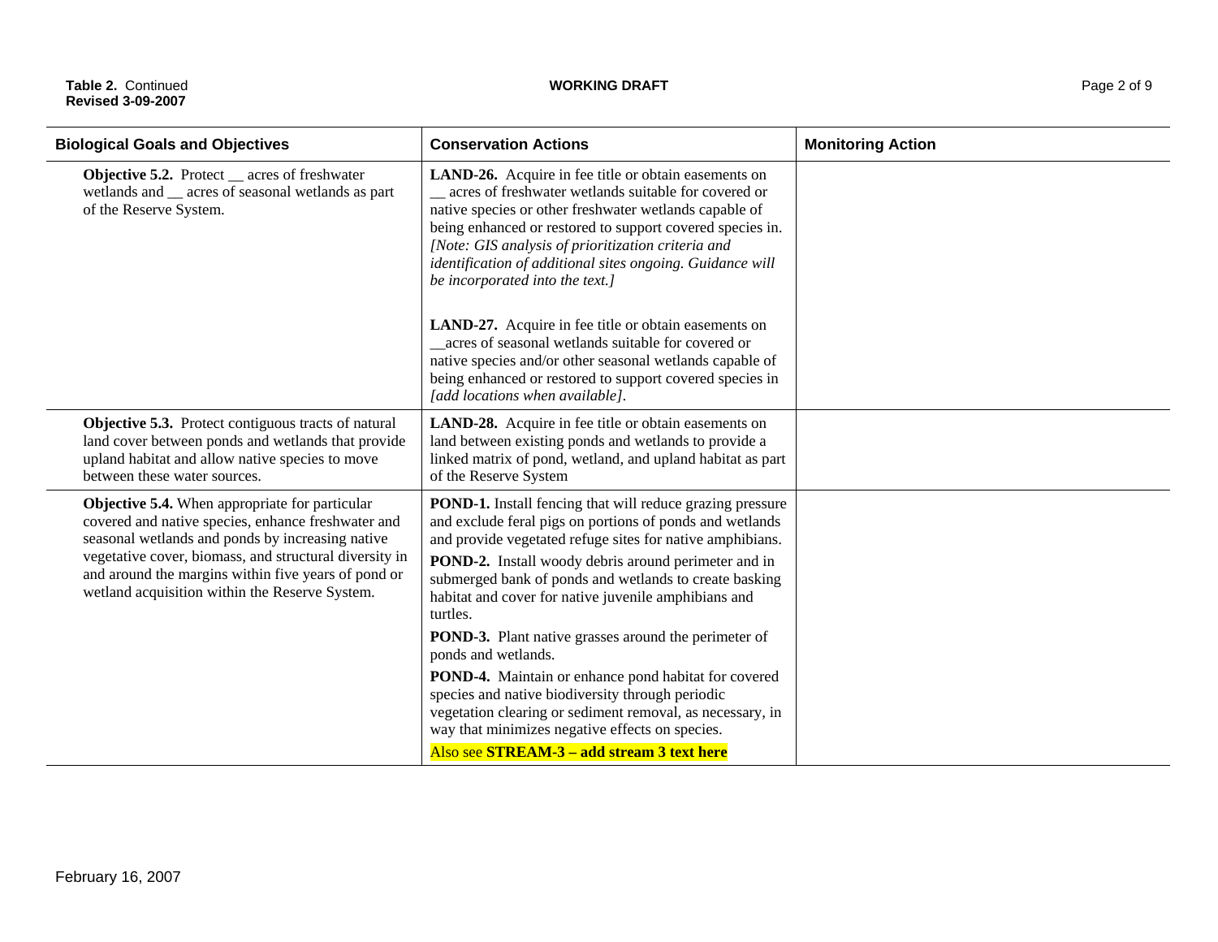| Biological Goals and Objectives | Conservation Actions | Monitoring Action |
|---|---|---|
| **Objective 5.2.** Protect __ acres of freshwater wetlands and __ acres of seasonal wetlands as part of the Reserve System. | **LAND-26.** Acquire in fee title or obtain easements on __ acres of freshwater wetlands suitable for covered or native species or other freshwater wetlands capable of being enhanced or restored to support covered species in. *[Note: GIS analysis of prioritization criteria and identification of additional sites ongoing. Guidance will be incorporated into the text.]*<br><br>**LAND-27.** Acquire in fee title or obtain easements on __acres of seasonal wetlands suitable for covered or native species and/or other seasonal wetlands capable of being enhanced or restored to support covered species in *[add locations when available]*. | |
| **Objective 5.3.** Protect contiguous tracts of natural land cover between ponds and wetlands that provide upland habitat and allow native species to move between these water sources. | **LAND-28.** Acquire in fee title or obtain easements on land between existing ponds and wetlands to provide a linked matrix of pond, wetland, and upland habitat as part of the Reserve System | |
| **Objective 5.4.** When appropriate for particular covered and native species, enhance freshwater and seasonal wetlands and ponds by increasing native vegetative cover, biomass, and structural diversity in and around the margins within five years of pond or wetland acquisition within the Reserve System. | **POND-1.** Install fencing that will reduce grazing pressure and exclude feral pigs on portions of ponds and wetlands and provide vegetated refuge sites for native amphibians.<br>**POND-2.** Install woody debris around perimeter and in submerged bank of ponds and wetlands to create basking habitat and cover for native juvenile amphibians and turtles.<br>**POND-3.** Plant native grasses around the perimeter of ponds and wetlands.<br>**POND-4.** Maintain or enhance pond habitat for covered species and native biodiversity through periodic vegetation clearing or sediment removal, as necessary, in way that minimizes negative effects on species.<br>Also see **STREAM-3 – add stream 3 text here** | |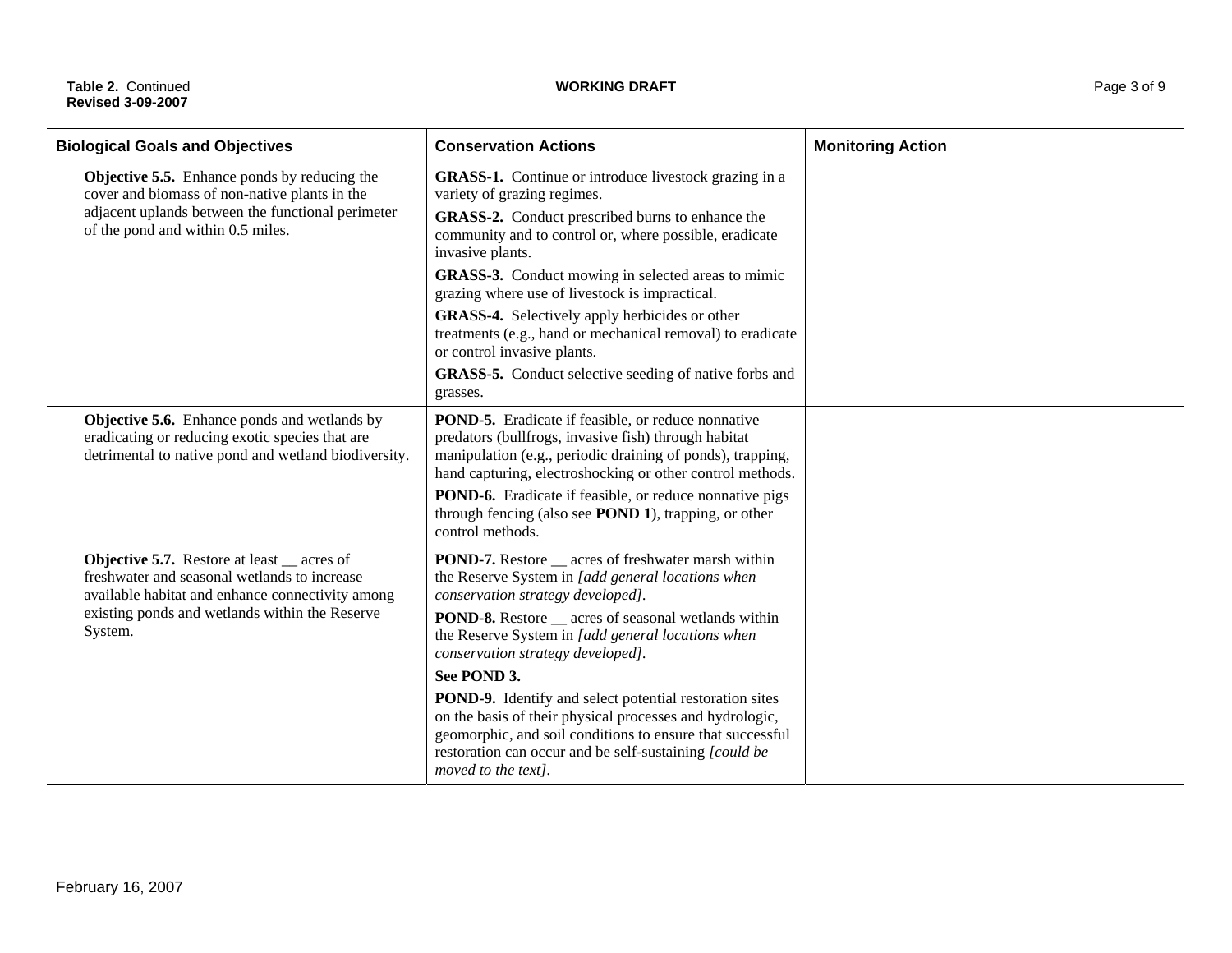| Biological Goals and Objectives | Conservation Actions | Monitoring Action |
|---|---|---|
| **Objective 5.5.** Enhance ponds by reducing the cover and biomass of non-native plants in the adjacent uplands between the functional perimeter of the pond and within 0.5 miles. | **GRASS-1.** Continue or introduce livestock grazing in a variety of grazing regimes.<br>**GRASS-2.** Conduct prescribed burns to enhance the community and to control or, where possible, eradicate invasive plants.<br>**GRASS-3.** Conduct mowing in selected areas to mimic grazing where use of livestock is impractical.<br>**GRASS-4.** Selectively apply herbicides or other treatments (e.g., hand or mechanical removal) to eradicate or control invasive plants.<br>**GRASS-5.** Conduct selective seeding of native forbs and grasses. | |
| **Objective 5.6.** Enhance ponds and wetlands by eradicating or reducing exotic species that are detrimental to native pond and wetland biodiversity. | **POND-5.** Eradicate if feasible, or reduce nonnative predators (bullfrogs, invasive fish) through habitat manipulation (e.g., periodic draining of ponds), trapping, hand capturing, electroshocking or other control methods.<br>**POND-6.** Eradicate if feasible, or reduce nonnative pigs through fencing (also see **POND 1**), trapping, or other control methods. | |
| **Objective 5.7.** Restore at least __ acres of freshwater and seasonal wetlands to increase available habitat and enhance connectivity among existing ponds and wetlands within the Reserve System. | **POND-7.** Restore __ acres of freshwater marsh within the Reserve System in *[add general locations when conservation strategy developed]*.<br>**POND-8.** Restore __ acres of seasonal wetlands within the Reserve System in *[add general locations when conservation strategy developed]*.<br>**See POND 3.**<br>**POND-9.** Identify and select potential restoration sites on the basis of their physical processes and hydrologic, geomorphic, and soil conditions to ensure that successful restoration can occur and be self-sustaining *[could be moved to the text]*. | |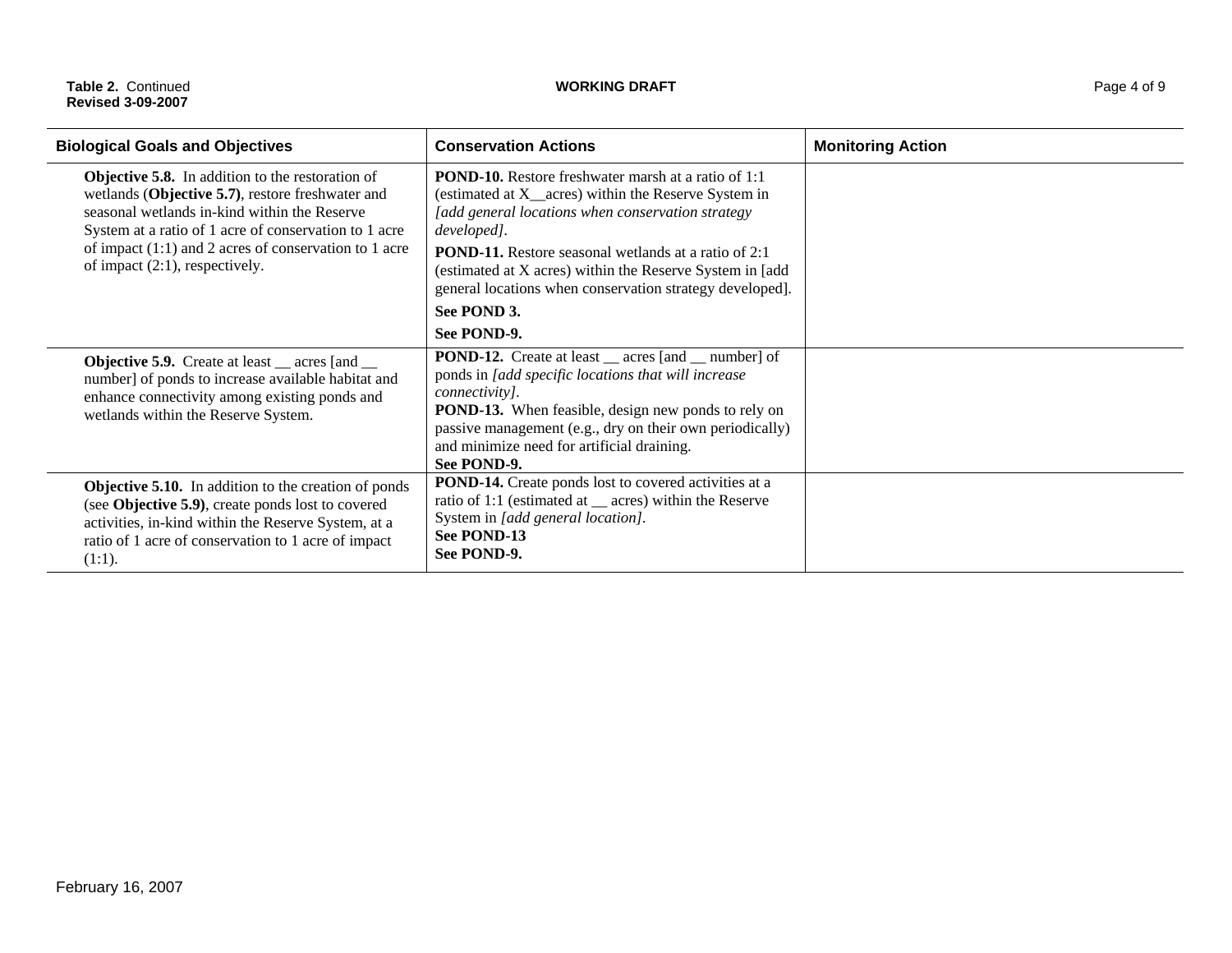**Table 2.** Continued
**Revised 3-09-2007**

**WORKING DRAFT**

| Biological Goals and Objectives | Conservation Actions | Monitoring Action |
|---|---|---|
| **Objective 5.8.** In addition to the restoration of wetlands (**Objective 5.7)**, restore freshwater and seasonal wetlands in-kind within the Reserve System at a ratio of 1 acre of conservation to 1 acre of impact (1:1) and 2 acres of conservation to 1 acre of impact (2:1), respectively. | **POND-10.** Restore freshwater marsh at a ratio of 1:1 (estimated at X__acres) within the Reserve System in *[add general locations when conservation strategy developed]*.<br>**POND-11.** Restore seasonal wetlands at a ratio of 2:1 (estimated at X acres) within the Reserve System in [add general locations when conservation strategy developed].<br>**See POND 3.**<br>**See POND-9.** | |
| **Objective 5.9.** Create at least __ acres [and __ number] of ponds to increase available habitat and enhance connectivity among existing ponds and wetlands within the Reserve System. | **POND-12.** Create at least __ acres [and __ number] of ponds in *[add specific locations that will increase connectivity]*.<br>**POND-13.** When feasible, design new ponds to rely on passive management (e.g., dry on their own periodically) and minimize need for artificial draining.<br>**See POND-9.** | |
| **Objective 5.10.** In addition to the creation of ponds (see **Objective 5.9)**, create ponds lost to covered activities, in-kind within the Reserve System, at a ratio of 1 acre of conservation to 1 acre of impact (1:1). | **POND-14.** Create ponds lost to covered activities at a ratio of 1:1 (estimated at __ acres) within the Reserve System in *[add general location]*.<br>**See POND-13**<br>**See POND-9.** | |

February 16, 2007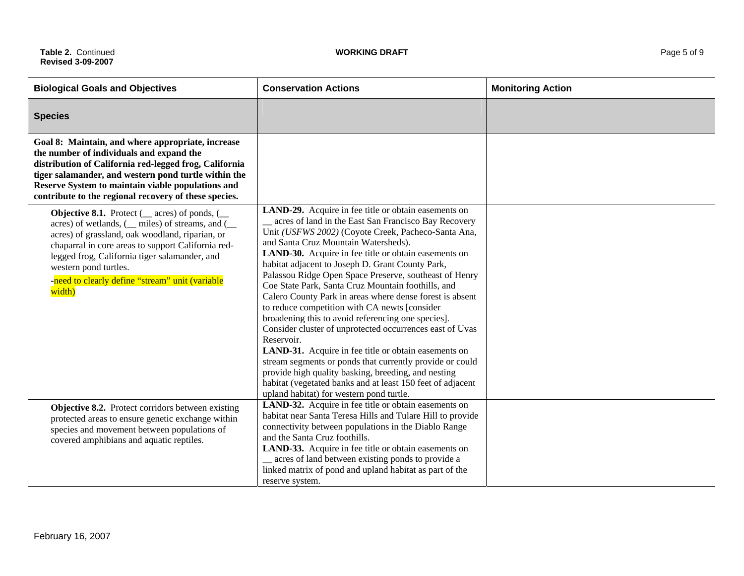Table 2. Continued
**Revised 3-09-2007**

**WORKING DRAFT**

| Biological Goals and Objectives | Conservation Actions | Monitoring Action |
| --- | --- | --- |
| **Species** | | |
| **Goal 8: Maintain, and where appropriate, increase the number of individuals and expand the distribution of California red-legged frog, California tiger salamander, and western pond turtle within the Reserve System to maintain viable populations and contribute to the regional recovery of these species.** | | |
| **Objective 8.1.** Protect (__ acres) of ponds, (__ acres) of wetlands, (__ miles) of streams, and (__ acres) of grassland, oak woodland, riparian, or chaparral in core areas to support California red-legged frog, California tiger salamander, and western pond turtles.<br>-need to clearly define "stream" unit (variable width) | **LAND-29.** Acquire in fee title or obtain easements on __ acres of land in the East San Francisco Bay Recovery Unit *(USFWS 2002)* (Coyote Creek, Pacheco-Santa Ana, and Santa Cruz Mountain Watersheds).<br>**LAND-30.** Acquire in fee title or obtain easements on habitat adjacent to Joseph D. Grant County Park, Palassou Ridge Open Space Preserve, southeast of Henry Coe State Park, Santa Cruz Mountain foothills, and Calero County Park in areas where dense forest is absent to reduce competition with CA newts [consider broadening this to avoid referencing one species]. Consider cluster of unprotected occurrences east of Uvas Reservoir.<br>**LAND-31.** Acquire in fee title or obtain easements on stream segments or ponds that currently provide or could provide high quality basking, breeding, and nesting habitat (vegetated banks and at least 150 feet of adjacent upland habitat) for western pond turtle. | |
| **Objective 8.2.** Protect corridors between existing protected areas to ensure genetic exchange within species and movement between populations of covered amphibians and aquatic reptiles. | **LAND-32.** Acquire in fee title or obtain easements on habitat near Santa Teresa Hills and Tulare Hill to provide connectivity between populations in the Diablo Range and the Santa Cruz foothills.<br>**LAND-33.** Acquire in fee title or obtain easements on __ acres of land between existing ponds to provide a linked matrix of pond and upland habitat as part of the reserve system. | |

February 16, 2007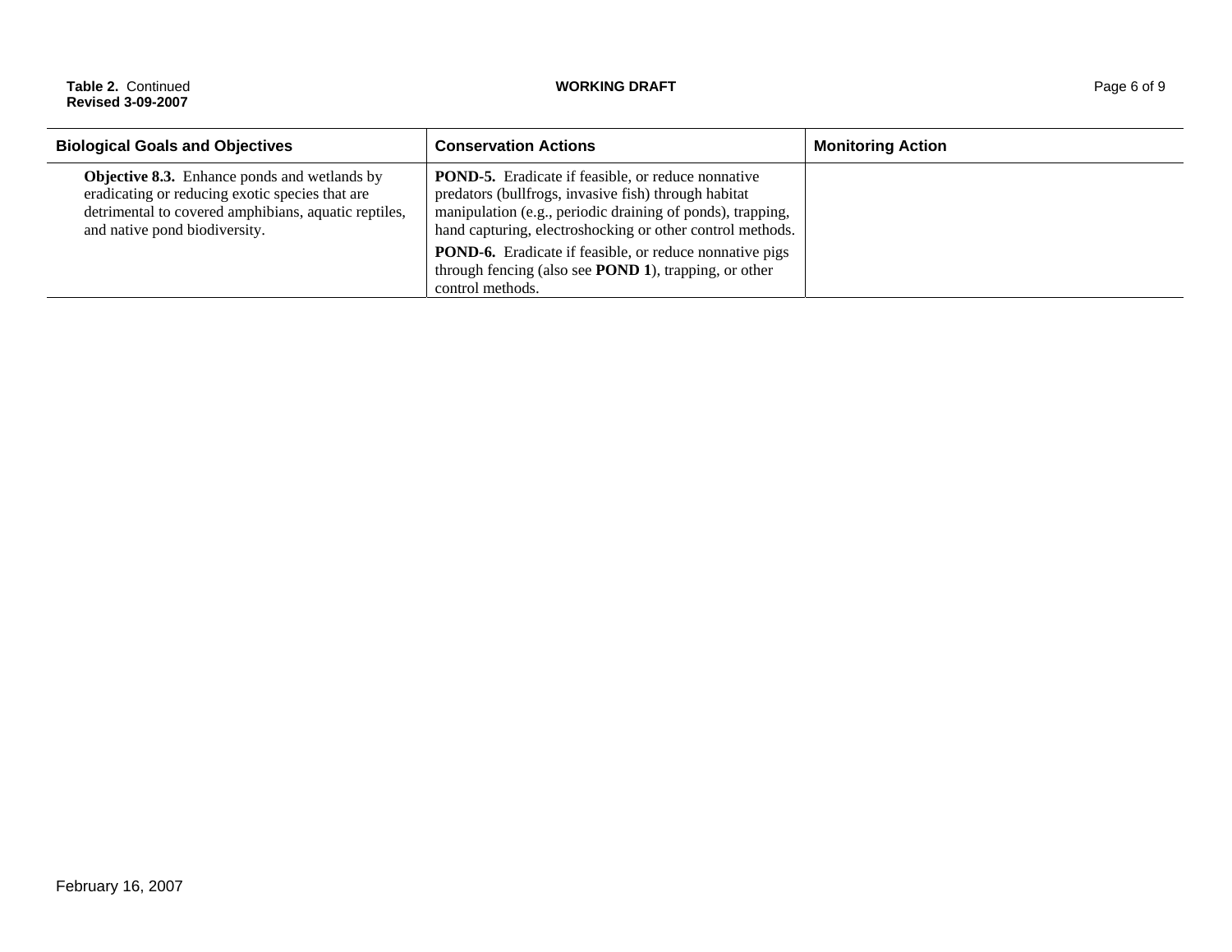**Table 2.** Continued
**Revised 3-09-2007**

**WORKING DRAFT**

| Biological Goals and Objectives | Conservation Actions | Monitoring Action |
|---|---|---|
| **Objective 8.3.** Enhance ponds and wetlands by eradicating or reducing exotic species that are detrimental to covered amphibians, aquatic reptiles, and native pond biodiversity. | **POND-5.** Eradicate if feasible, or reduce nonnative predators (bullfrogs, invasive fish) through habitat manipulation (e.g., periodic draining of ponds), trapping, hand capturing, electroshocking or other control methods.<br><br>**POND-6.** Eradicate if feasible, or reduce nonnative pigs through fencing (also see **POND 1**), trapping, or other control methods. | |

February 16, 2007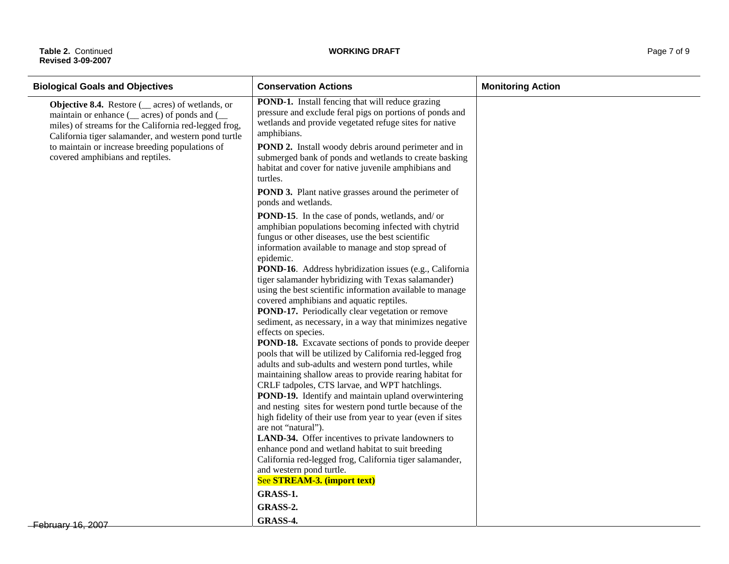**Table 2.** Continued
**Revised 3-09-2007**

**WORKING DRAFT**

| Biological Goals and Objectives | Conservation Actions | Monitoring Action |
|---|---|---|
| **Objective 8.4.** Restore (__ acres) of wetlands, or maintain or enhance (__ acres) of ponds and (__ miles) of streams for the California red-legged frog, California tiger salamander, and western pond turtle to maintain or increase breeding populations of covered amphibians and reptiles. | **POND-1.** Install fencing that will reduce grazing pressure and exclude feral pigs on portions of ponds and wetlands and provide vegetated refuge sites for native amphibians.<br><br>**POND 2.** Install woody debris around perimeter and in submerged bank of ponds and wetlands to create basking habitat and cover for native juvenile amphibians and turtles.<br><br>**POND 3.** Plant native grasses around the perimeter of ponds and wetlands.<br><br>**POND-15**. In the case of ponds, wetlands, and/ or amphibian populations becoming infected with chytrid fungus or other diseases, use the best scientific information available to manage and stop spread of epidemic.<br>**POND-16**. Address hybridization issues (e.g., California tiger salamander hybridizing with Texas salamander) using the best scientific information available to manage covered amphibians and aquatic reptiles.<br>**POND-17.** Periodically clear vegetation or remove sediment, as necessary, in a way that minimizes negative effects on species.<br>**POND-18.** Excavate sections of ponds to provide deeper pools that will be utilized by California red-legged frog adults and sub-adults and western pond turtles, while maintaining shallow areas to provide rearing habitat for CRLF tadpoles, CTS larvae, and WPT hatchlings.<br>**POND-19.** Identify and maintain upland overwintering and nesting sites for western pond turtle because of the high fidelity of their use from year to year (even if sites are not "natural").<br>**LAND-34.** Offer incentives to private landowners to enhance pond and wetland habitat to suit breeding California red-legged frog, California tiger salamander, and western pond turtle.<br>See **STREAM-3. (import text)**<br><br>**GRASS-1.**<br><br>**GRASS-2.**<br><br>**GRASS-4.** | |

February 16, 2007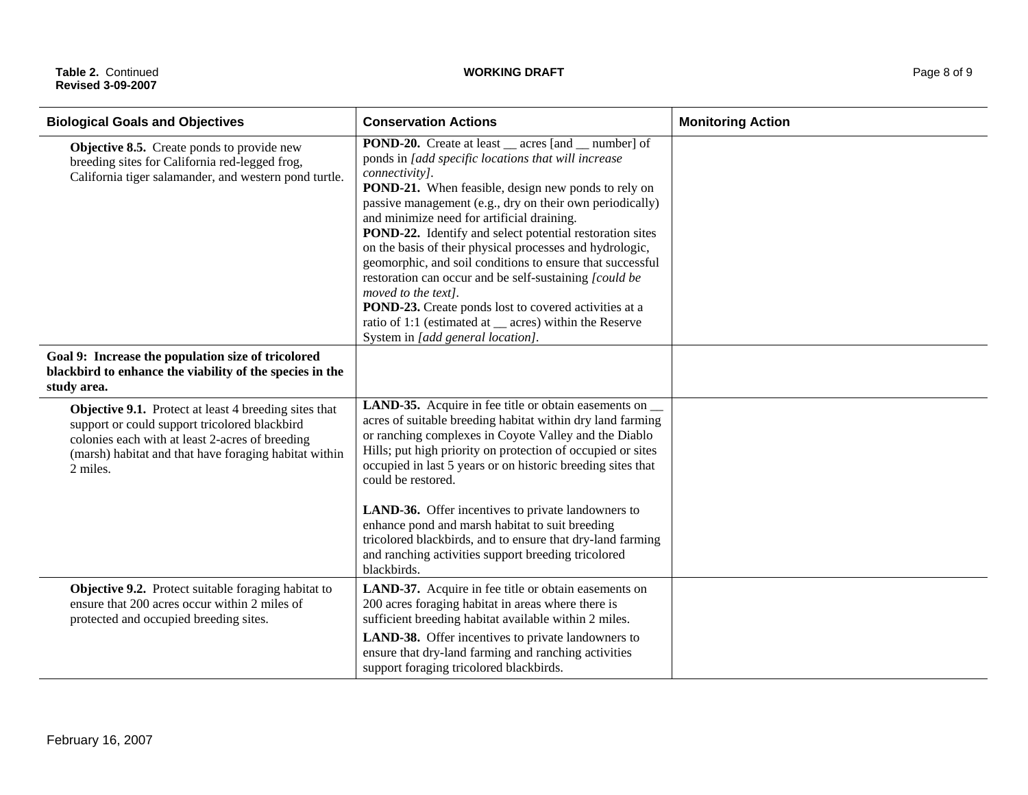**Table 2.** Continued
**Revised 3-09-2007**

**WORKING DRAFT**

| Biological Goals and Objectives | Conservation Actions | Monitoring Action |
|---|---|---|
| **Objective 8.5.** Create ponds to provide new breeding sites for California red-legged frog, California tiger salamander, and western pond turtle. | **POND-20.** Create at least __ acres [and __ number] of ponds in *[add specific locations that will increase connectivity]*.<br>**POND-21.** When feasible, design new ponds to rely on passive management (e.g., dry on their own periodically) and minimize need for artificial draining.<br>**POND-22.** Identify and select potential restoration sites on the basis of their physical processes and hydrologic, geomorphic, and soil conditions to ensure that successful restoration can occur and be self-sustaining *[could be moved to the text]*.<br>**POND-23.** Create ponds lost to covered activities at a ratio of 1:1 (estimated at __ acres) within the Reserve System in *[add general location]*. | |
| **Goal 9: Increase the population size of tricolored blackbird to enhance the viability of the species in the study area.** | | |
| **Objective 9.1.** Protect at least 4 breeding sites that support or could support tricolored blackbird colonies each with at least 2-acres of breeding (marsh) habitat and that have foraging habitat within 2 miles. | **LAND-35.** Acquire in fee title or obtain easements on __ acres of suitable breeding habitat within dry land farming or ranching complexes in Coyote Valley and the Diablo Hills; put high priority on protection of occupied or sites occupied in last 5 years or on historic breeding sites that could be restored.<br><br>**LAND-36.** Offer incentives to private landowners to enhance pond and marsh habitat to suit breeding tricolored blackbirds, and to ensure that dry-land farming and ranching activities support breeding tricolored blackbirds. | |
| **Objective 9.2.** Protect suitable foraging habitat to ensure that 200 acres occur within 2 miles of protected and occupied breeding sites. | **LAND-37.** Acquire in fee title or obtain easements on 200 acres foraging habitat in areas where there is sufficient breeding habitat available within 2 miles.<br>**LAND-38.** Offer incentives to private landowners to ensure that dry-land farming and ranching activities support foraging tricolored blackbirds. | |

February 16, 2007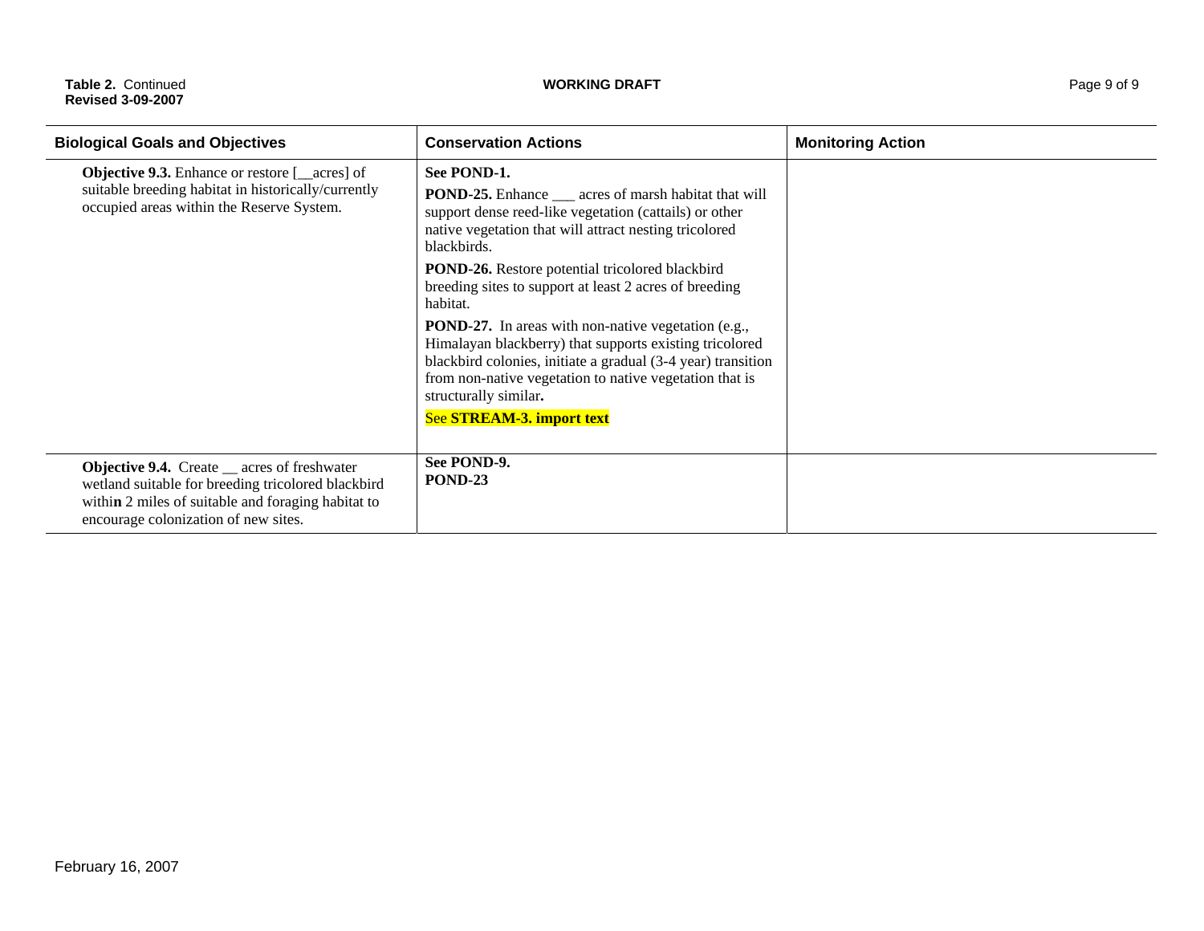| Biological Goals and Objectives | Conservation Actions | Monitoring Action |
|---|---|---|
| **Objective 9.3.** Enhance or restore [__acres] of suitable breeding habitat in historically/currently occupied areas within the Reserve System. | **See POND-1.** <br> **POND-25.** Enhance ___ acres of marsh habitat that will support dense reed-like vegetation (cattails) or other native vegetation that will attract nesting tricolored blackbirds. <br> **POND-26.** Restore potential tricolored blackbird breeding sites to support at least 2 acres of breeding habitat. <br> **POND-27.** In areas with non-native vegetation (e.g., Himalayan blackberry) that supports existing tricolored blackbird colonies, initiate a gradual (3-4 year) transition from non-native vegetation to native vegetation that is structurally similar**.** <br> See **STREAM-3. import text** | |
| **Objective 9.4.** Create __ acres of freshwater wetland suitable for breeding tricolored blackbird withi**n** 2 miles of suitable and foraging habitat to encourage colonization of new sites. | **See POND-9.** <br> **POND-23** | |